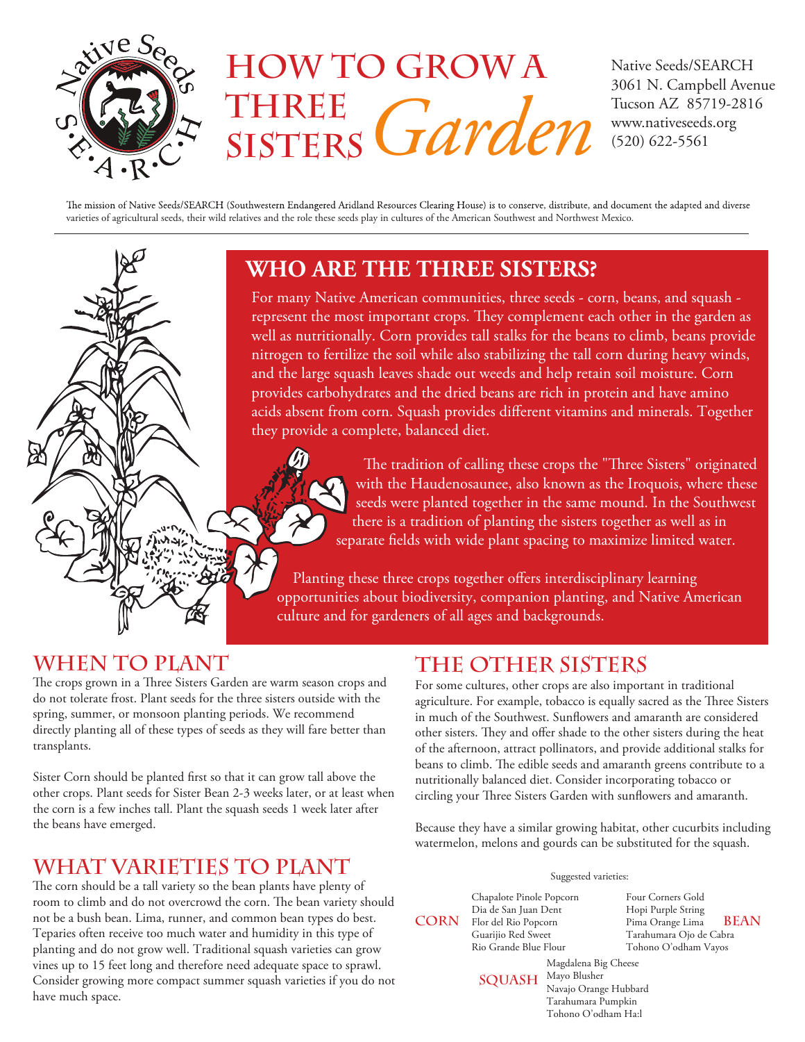# How to Grow a Three Sisters *Garden*

Native Seeds/SEARCH
3061 N. Campbell Avenue
Tucson AZ 85719-2816
www.nativeseeds.org
(520) 622-5561

The mission of Native Seeds/SEARCH (Southwestern Endangered Aridland Resources Clearing House) is to conserve, distribute, and document the adapted and diverse varieties of agricultural seeds, their wild relatives and the role these seeds play in cultures of the American Southwest and Northwest Mexico.

## Who are the Three Sisters?

For many Native American communities, three seeds - corn, beans, and squash - represent the most important crops. They complement each other in the garden as well as nutritionally. Corn provides tall stalks for the beans to climb, beans provide nitrogen to fertilize the soil while also stabilizing the tall corn during heavy winds, and the large squash leaves shade out weeds and help retain soil moisture. Corn provides carbohydrates and the dried beans are rich in protein and have amino acids absent from corn. Squash provides different vitamins and minerals. Together they provide a complete, balanced diet.

The tradition of calling these crops the "Three Sisters" originated with the Haudenosaunee, also known as the Iroquois, where these seeds were planted together in the same mound. In the Southwest there is a tradition of planting the sisters together as well as in separate fields with wide plant spacing to maximize limited water.

Planting these three crops together offers interdisciplinary learning opportunities about biodiversity, companion planting, and Native American culture and for gardeners of all ages and backgrounds.

## When to Plant

The crops grown in a Three Sisters Garden are warm season crops and do not tolerate frost. Plant seeds for the three sisters outside with the spring, summer, or monsoon planting periods. We recommend directly planting all of these types of seeds as they will fare better than transplants.

Sister Corn should be planted first so that it can grow tall above the other crops. Plant seeds for Sister Bean 2-3 weeks later, or at least when the corn is a few inches tall. Plant the squash seeds 1 week later after the beans have emerged.

## What Varieties to Plant

The corn should be a tall variety so the bean plants have plenty of room to climb and do not overcrowd the corn. The bean variety should not be a bush bean. Lima, runner, and common bean types do best. Teparies often receive too much water and humidity in this type of planting and do not grow well. Traditional squash varieties can grow vines up to 15 feet long and therefore need adequate space to sprawl. Consider growing more compact summer squash varieties if you do not have much space.

## The Other Sisters

For some cultures, other crops are also important in traditional agriculture. For example, tobacco is equally sacred as the Three Sisters in much of the Southwest. Sunflowers and amaranth are considered other sisters. They and offer shade to the other sisters during the heat of the afternoon, attract pollinators, and provide additional stalks for beans to climb. The edible seeds and amaranth greens contribute to a nutritionally balanced diet. Consider incorporating tobacco or circling your Three Sisters Garden with sunflowers and amaranth.

Because they have a similar growing habitat, other cucurbits including watermelon, melons and gourds can be substituted for the squash.

Suggested varieties:

**CORN**
- Chapalote Pinole Popcorn
- Dia de San Juan Dent
- Flor del Rio Popcorn
- Guarijio Red Sweet
- Rio Grande Blue Flour

**BEAN**
- Four Corners Gold
- Hopi Purple String
- Pima Orange Lima
- Tarahumara Ojo de Cabra
- Tohono O'odham Vayos

**SQUASH**
- Magdalena Big Cheese
- Mayo Blusher
- Navajo Orange Hubbard
- Tarahumara Pumpkin
- Tohono O'odham Ha:l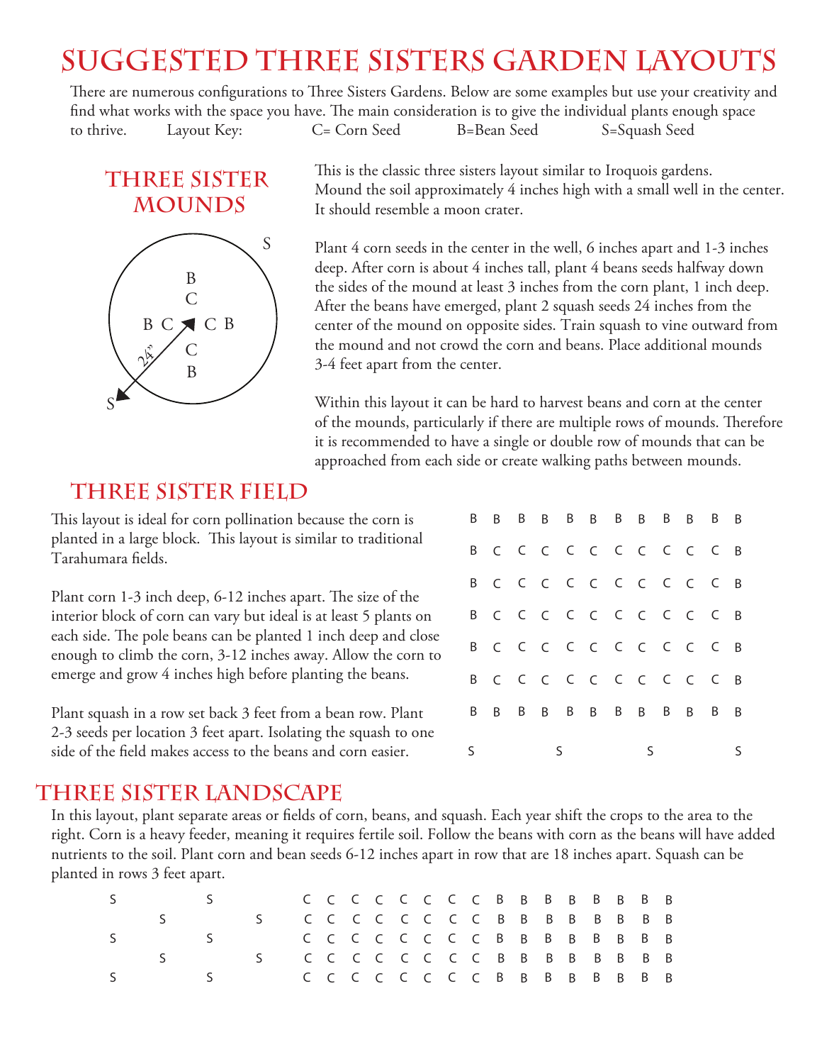# Suggested Three Sisters Garden Layouts

There are numerous configurations to Three Sisters Gardens. Below are some examples but use your creativity and find what works with the space you have. The main consideration is to give the individual plants enough space to thrive.

Layout Key: C= Corn Seed B=Bean Seed S=Squash Seed

## Three Sister Mounds

```
              S
     B
     C
 B C   C B
     C
     B
  24"
S
```

This is the classic three sisters layout similar to Iroquois gardens. Mound the soil approximately 4 inches high with a small well in the center. It should resemble a moon crater.

Plant 4 corn seeds in the center in the well, 6 inches apart and 1-3 inches deep. After corn is about 4 inches tall, plant 4 beans seeds halfway down the sides of the mound at least 3 inches from the corn plant, 1 inch deep. After the beans have emerged, plant 2 squash seeds 24 inches from the center of the mound on opposite sides. Train squash to vine outward from the mound and not crowd the corn and beans. Place additional mounds 3-4 feet apart from the center.

Within this layout it can be hard to harvest beans and corn at the center of the mounds, particularly if there are multiple rows of mounds. Therefore it is recommended to have a single or double row of mounds that can be approached from each side or create walking paths between mounds.

## Three Sister Field

This layout is ideal for corn pollination because the corn is planted in a large block. This layout is similar to traditional Tarahumara fields.

Plant corn 1-3 inch deep, 6-12 inches apart. The size of the interior block of corn can vary but ideal is at least 5 plants on each side. The pole beans can be planted 1 inch deep and close enough to climb the corn, 3-12 inches away. Allow the corn to emerge and grow 4 inches high before planting the beans.

Plant squash in a row set back 3 feet from a bean row. Plant 2-3 seeds per location 3 feet apart. Isolating the squash to one side of the field makes access to the beans and corn easier.

```
B B B B B B B B B B B B
B C C C C C C C C C C B
B C C C C C C C C C C B
B C C C C C C C C C C B
B C C C C C C C C C C B
B C C C C C C C C C C B
B B B B B B B B B B B B

S       S       S       S
```

## Three Sister Landscape

In this layout, plant separate areas or fields of corn, beans, and squash. Each year shift the crops to the area to the right. Corn is a heavy feeder, meaning it requires fertile soil. Follow the beans with corn as the beans will have added nutrients to the soil. Plant corn and bean seeds 6-12 inches apart in row that are 18 inches apart. Squash can be planted in rows 3 feet apart.

```
S       S         C C C C C C C C B B B B B B B B
    S       S     C C C C C C C C B B B B B B B B
S       S         C C C C C C C C B B B B B B B B
    S       S     C C C C C C C C B B B B B B B B
S       S         C C C C C C C C B B B B B B B B
```